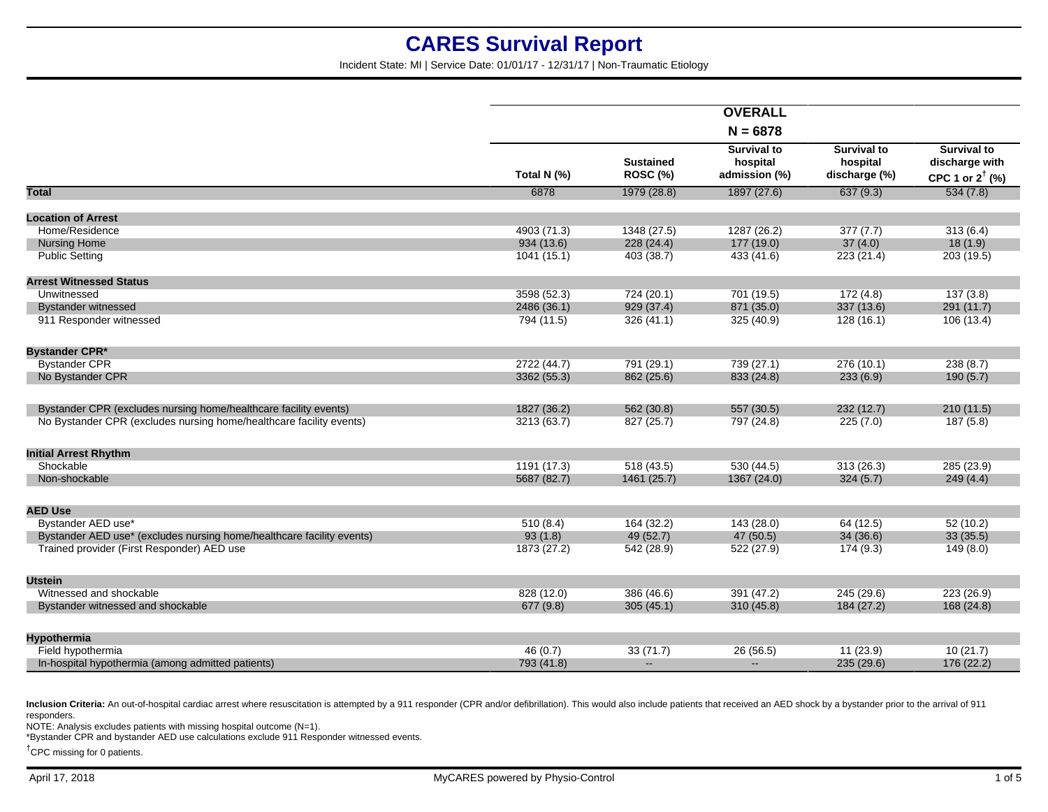# CARES Survival Report

Incident State: MI | Service Date: 01/01/17 - 12/31/17 | Non-Traumatic Etiology

| | OVERALL N = 6878 | | | | |
|---|---|---|---|---|---|
| | Total N (%) | Sustained ROSC (%) | Survival to hospital admission (%) | Survival to hospital discharge (%) | Survival to discharge with CPC 1 or 2† (%) |
| **Total** | 6878 | 1979 (28.8) | 1897 (27.6) | 637 (9.3) | 534 (7.8) |
| **Location of Arrest** | | | | | |
| Home/Residence | 4903 (71.3) | 1348 (27.5) | 1287 (26.2) | 377 (7.7) | 313 (6.4) |
| Nursing Home | 934 (13.6) | 228 (24.4) | 177 (19.0) | 37 (4.0) | 18 (1.9) |
| Public Setting | 1041 (15.1) | 403 (38.7) | 433 (41.6) | 223 (21.4) | 203 (19.5) |
| **Arrest Witnessed Status** | | | | | |
| Unwitnessed | 3598 (52.3) | 724 (20.1) | 701 (19.5) | 172 (4.8) | 137 (3.8) |
| Bystander witnessed | 2486 (36.1) | 929 (37.4) | 871 (35.0) | 337 (13.6) | 291 (11.7) |
| 911 Responder witnessed | 794 (11.5) | 326 (41.1) | 325 (40.9) | 128 (16.1) | 106 (13.4) |
| **Bystander CPR*** | | | | | |
| Bystander CPR | 2722 (44.7) | 791 (29.1) | 739 (27.1) | 276 (10.1) | 238 (8.7) |
| No Bystander CPR | 3362 (55.3) | 862 (25.6) | 833 (24.8) | 233 (6.9) | 190 (5.7) |
| Bystander CPR (excludes nursing home/healthcare facility events) | 1827 (36.2) | 562 (30.8) | 557 (30.5) | 232 (12.7) | 210 (11.5) |
| No Bystander CPR (excludes nursing home/healthcare facility events) | 3213 (63.7) | 827 (25.7) | 797 (24.8) | 225 (7.0) | 187 (5.8) |
| **Initial Arrest Rhythm** | | | | | |
| Shockable | 1191 (17.3) | 518 (43.5) | 530 (44.5) | 313 (26.3) | 285 (23.9) |
| Non-shockable | 5687 (82.7) | 1461 (25.7) | 1367 (24.0) | 324 (5.7) | 249 (4.4) |
| **AED Use** | | | | | |
| Bystander AED use* | 510 (8.4) | 164 (32.2) | 143 (28.0) | 64 (12.5) | 52 (10.2) |
| Bystander AED use* (excludes nursing home/healthcare facility events) | 93 (1.8) | 49 (52.7) | 47 (50.5) | 34 (36.6) | 33 (35.5) |
| Trained provider (First Responder) AED use | 1873 (27.2) | 542 (28.9) | 522 (27.9) | 174 (9.3) | 149 (8.0) |
| **Utstein** | | | | | |
| Witnessed and shockable | 828 (12.0) | 386 (46.6) | 391 (47.2) | 245 (29.6) | 223 (26.9) |
| Bystander witnessed and shockable | 677 (9.8) | 305 (45.1) | 310 (45.8) | 184 (27.2) | 168 (24.8) |
| **Hypothermia** | | | | | |
| Field hypothermia | 46 (0.7) | 33 (71.7) | 26 (56.5) | 11 (23.9) | 10 (21.7) |
| In-hospital hypothermia (among admitted patients) | 793 (41.8) | -- | -- | 235 (29.6) | 176 (22.2) |

**Inclusion Criteria:** An out-of-hospital cardiac arrest where resuscitation is attempted by a 911 responder (CPR and/or defibrillation). This would also include patients that received an AED shock by a bystander prior to the arrival of 911 responders.

NOTE: Analysis excludes patients with missing hospital outcome (N=1).

*Bystander CPR and bystander AED use calculations exclude 911 Responder witnessed events.

†CPC missing for 0 patients.

April 17, 2018 MyCARES powered by Physio-Control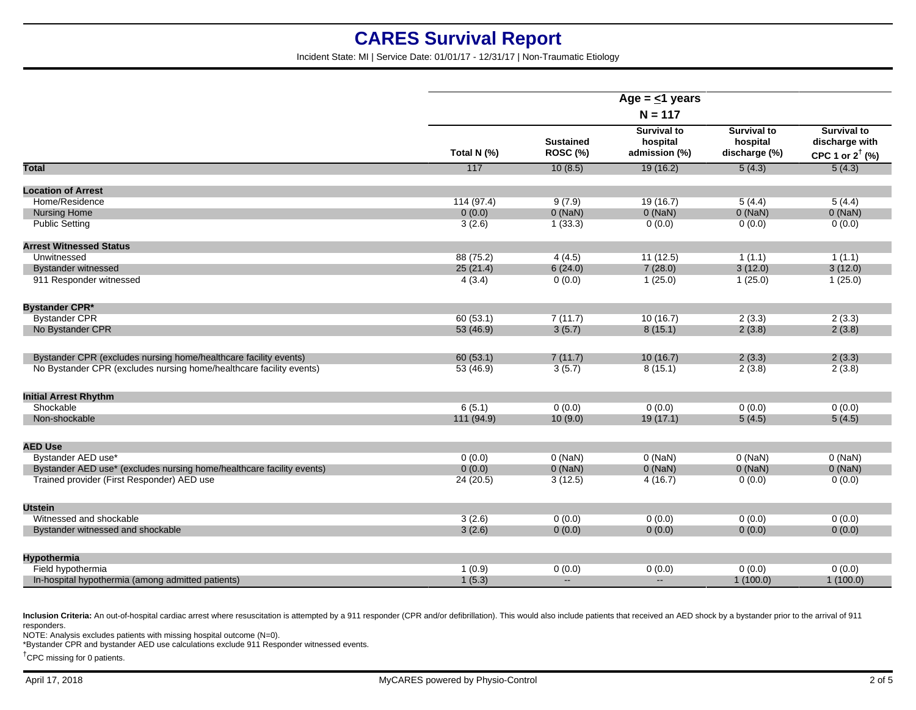# CARES Survival Report

Incident State: MI | Service Date: 01/01/17 - 12/31/17 | Non-Traumatic Etiology

| | Age = ≤1 years N = 117 | | | | |
|---|---|---|---|---|---|
| | Total N (%) | Sustained ROSC (%) | Survival to hospital admission (%) | Survival to hospital discharge (%) | Survival to discharge with CPC 1 or 2[†] (%) |
| **Total** | 117 | 10 (8.5) | 19 (16.2) | 5 (4.3) | 5 (4.3) |
| **Location of Arrest** | | | | | |
| Home/Residence | 114 (97.4) | 9 (7.9) | 19 (16.7) | 5 (4.4) | 5 (4.4) |
| Nursing Home | 0 (0.0) | 0 (NaN) | 0 (NaN) | 0 (NaN) | 0 (NaN) |
| Public Setting | 3 (2.6) | 1 (33.3) | 0 (0.0) | 0 (0.0) | 0 (0.0) |
| **Arrest Witnessed Status** | | | | | |
| Unwitnessed | 88 (75.2) | 4 (4.5) | 11 (12.5) | 1 (1.1) | 1 (1.1) |
| Bystander witnessed | 25 (21.4) | 6 (24.0) | 7 (28.0) | 3 (12.0) | 3 (12.0) |
| 911 Responder witnessed | 4 (3.4) | 0 (0.0) | 1 (25.0) | 1 (25.0) | 1 (25.0) |
| **Bystander CPR*** | | | | | |
| Bystander CPR | 60 (53.1) | 7 (11.7) | 10 (16.7) | 2 (3.3) | 2 (3.3) |
| No Bystander CPR | 53 (46.9) | 3 (5.7) | 8 (15.1) | 2 (3.8) | 2 (3.8) |
| Bystander CPR (excludes nursing home/healthcare facility events) | 60 (53.1) | 7 (11.7) | 10 (16.7) | 2 (3.3) | 2 (3.3) |
| No Bystander CPR (excludes nursing home/healthcare facility events) | 53 (46.9) | 3 (5.7) | 8 (15.1) | 2 (3.8) | 2 (3.8) |
| **Initial Arrest Rhythm** | | | | | |
| Shockable | 6 (5.1) | 0 (0.0) | 0 (0.0) | 0 (0.0) | 0 (0.0) |
| Non-shockable | 111 (94.9) | 10 (9.0) | 19 (17.1) | 5 (4.5) | 5 (4.5) |
| **AED Use** | | | | | |
| Bystander AED use* | 0 (0.0) | 0 (NaN) | 0 (NaN) | 0 (NaN) | 0 (NaN) |
| Bystander AED use* (excludes nursing home/healthcare facility events) | 0 (0.0) | 0 (NaN) | 0 (NaN) | 0 (NaN) | 0 (NaN) |
| Trained provider (First Responder) AED use | 24 (20.5) | 3 (12.5) | 4 (16.7) | 0 (0.0) | 0 (0.0) |
| **Utstein** | | | | | |
| Witnessed and shockable | 3 (2.6) | 0 (0.0) | 0 (0.0) | 0 (0.0) | 0 (0.0) |
| Bystander witnessed and shockable | 3 (2.6) | 0 (0.0) | 0 (0.0) | 0 (0.0) | 0 (0.0) |
| **Hypothermia** | | | | | |
| Field hypothermia | 1 (0.9) | 0 (0.0) | 0 (0.0) | 0 (0.0) | 0 (0.0) |
| In-hospital hypothermia (among admitted patients) | 1 (5.3) | -- | -- | 1 (100.0) | 1 (100.0) |

**Inclusion Criteria:** An out-of-hospital cardiac arrest where resuscitation is attempted by a 911 responder (CPR and/or defibrillation). This would also include patients that received an AED shock by a bystander prior to the arrival of 911 responders.

NOTE: Analysis excludes patients with missing hospital outcome (N=0).

*Bystander CPR and bystander AED use calculations exclude 911 Responder witnessed events.

[†]CPC missing for 0 patients.

April 17, 2018 MyCARES powered by Physio-Control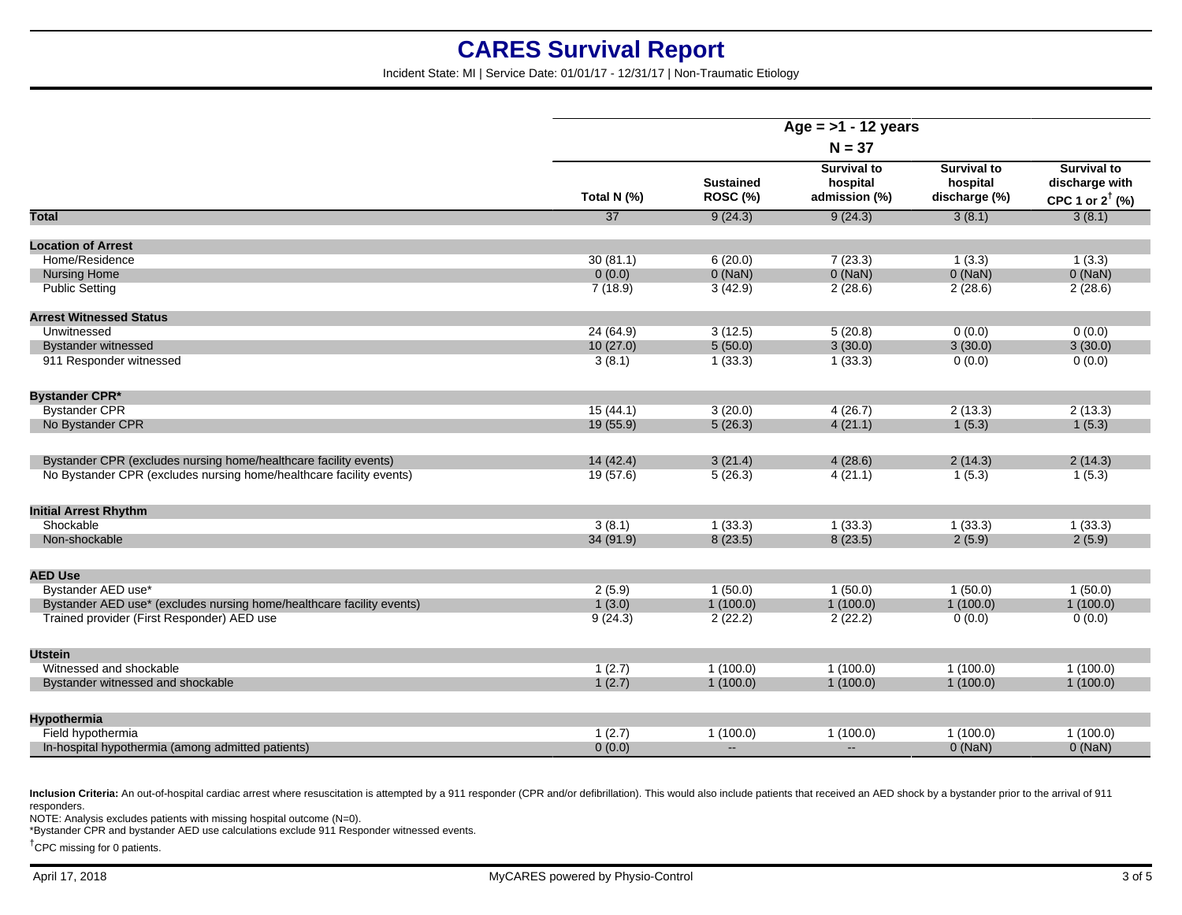# CARES Survival Report

Incident State: MI | Service Date: 01/01/17 - 12/31/17 | Non-Traumatic Etiology

| | Age = >1 - 12 years | | | | |
|---|---|---|---|---|---|
| | N = 37 | | | | |
| | Total N (%) | Sustained ROSC (%) | Survival to hospital admission (%) | Survival to hospital discharge (%) | Survival to discharge with CPC 1 or 2† (%) |
| **Total** | 37 | 9 (24.3) | 9 (24.3) | 3 (8.1) | 3 (8.1) |
| **Location of Arrest** | | | | | |
| Home/Residence | 30 (81.1) | 6 (20.0) | 7 (23.3) | 1 (3.3) | 1 (3.3) |
| Nursing Home | 0 (0.0) | 0 (NaN) | 0 (NaN) | 0 (NaN) | 0 (NaN) |
| Public Setting | 7 (18.9) | 3 (42.9) | 2 (28.6) | 2 (28.6) | 2 (28.6) |
| **Arrest Witnessed Status** | | | | | |
| Unwitnessed | 24 (64.9) | 3 (12.5) | 5 (20.8) | 0 (0.0) | 0 (0.0) |
| Bystander witnessed | 10 (27.0) | 5 (50.0) | 3 (30.0) | 3 (30.0) | 3 (30.0) |
| 911 Responder witnessed | 3 (8.1) | 1 (33.3) | 1 (33.3) | 0 (0.0) | 0 (0.0) |
| **Bystander CPR*** | | | | | |
| Bystander CPR | 15 (44.1) | 3 (20.0) | 4 (26.7) | 2 (13.3) | 2 (13.3) |
| No Bystander CPR | 19 (55.9) | 5 (26.3) | 4 (21.1) | 1 (5.3) | 1 (5.3) |
| Bystander CPR (excludes nursing home/healthcare facility events) | 14 (42.4) | 3 (21.4) | 4 (28.6) | 2 (14.3) | 2 (14.3) |
| No Bystander CPR (excludes nursing home/healthcare facility events) | 19 (57.6) | 5 (26.3) | 4 (21.1) | 1 (5.3) | 1 (5.3) |
| **Initial Arrest Rhythm** | | | | | |
| Shockable | 3 (8.1) | 1 (33.3) | 1 (33.3) | 1 (33.3) | 1 (33.3) |
| Non-shockable | 34 (91.9) | 8 (23.5) | 8 (23.5) | 2 (5.9) | 2 (5.9) |
| **AED Use** | | | | | |
| Bystander AED use* | 2 (5.9) | 1 (50.0) | 1 (50.0) | 1 (50.0) | 1 (50.0) |
| Bystander AED use* (excludes nursing home/healthcare facility events) | 1 (3.0) | 1 (100.0) | 1 (100.0) | 1 (100.0) | 1 (100.0) |
| Trained provider (First Responder) AED use | 9 (24.3) | 2 (22.2) | 2 (22.2) | 0 (0.0) | 0 (0.0) |
| **Utstein** | | | | | |
| Witnessed and shockable | 1 (2.7) | 1 (100.0) | 1 (100.0) | 1 (100.0) | 1 (100.0) |
| Bystander witnessed and shockable | 1 (2.7) | 1 (100.0) | 1 (100.0) | 1 (100.0) | 1 (100.0) |
| **Hypothermia** | | | | | |
| Field hypothermia | 1 (2.7) | 1 (100.0) | 1 (100.0) | 1 (100.0) | 1 (100.0) |
| In-hospital hypothermia (among admitted patients) | 0 (0.0) | -- | -- | 0 (NaN) | 0 (NaN) |

**Inclusion Criteria:** An out-of-hospital cardiac arrest where resuscitation is attempted by a 911 responder (CPR and/or defibrillation). This would also include patients that received an AED shock by a bystander prior to the arrival of 911 responders.

NOTE: Analysis excludes patients with missing hospital outcome (N=0).

*Bystander CPR and bystander AED use calculations exclude 911 Responder witnessed events.

†CPC missing for 0 patients.

April 17, 2018 MyCARES powered by Physio-Control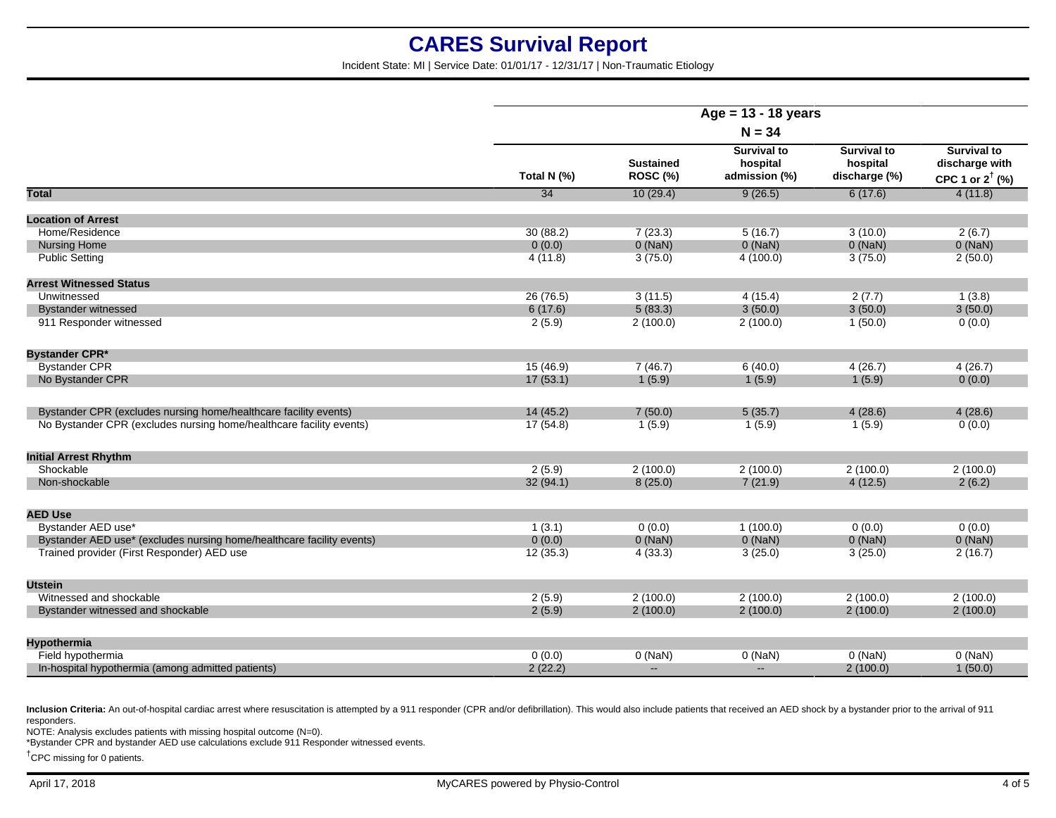# CARES Survival Report

Incident State: MI | Service Date: 01/01/17 - 12/31/17 | Non-Traumatic Etiology

| | Age = 13 - 18 years N = 34 | | | | |
|---|---|---|---|---|---|
| | Total N (%) | Sustained ROSC (%) | Survival to hospital admission (%) | Survival to hospital discharge (%) | Survival to discharge with CPC 1 or 2[†] (%) |
| **Total** | 34 | 10 (29.4) | 9 (26.5) | 6 (17.6) | 4 (11.8) |
| **Location of Arrest** | | | | | |
| Home/Residence | 30 (88.2) | 7 (23.3) | 5 (16.7) | 3 (10.0) | 2 (6.7) |
| Nursing Home | 0 (0.0) | 0 (NaN) | 0 (NaN) | 0 (NaN) | 0 (NaN) |
| Public Setting | 4 (11.8) | 3 (75.0) | 4 (100.0) | 3 (75.0) | 2 (50.0) |
| **Arrest Witnessed Status** | | | | | |
| Unwitnessed | 26 (76.5) | 3 (11.5) | 4 (15.4) | 2 (7.7) | 1 (3.8) |
| Bystander witnessed | 6 (17.6) | 5 (83.3) | 3 (50.0) | 3 (50.0) | 3 (50.0) |
| 911 Responder witnessed | 2 (5.9) | 2 (100.0) | 2 (100.0) | 1 (50.0) | 0 (0.0) |
| **Bystander CPR*** | | | | | |
| Bystander CPR | 15 (46.9) | 7 (46.7) | 6 (40.0) | 4 (26.7) | 4 (26.7) |
| No Bystander CPR | 17 (53.1) | 1 (5.9) | 1 (5.9) | 1 (5.9) | 0 (0.0) |
| Bystander CPR (excludes nursing home/healthcare facility events) | 14 (45.2) | 7 (50.0) | 5 (35.7) | 4 (28.6) | 4 (28.6) |
| No Bystander CPR (excludes nursing home/healthcare facility events) | 17 (54.8) | 1 (5.9) | 1 (5.9) | 1 (5.9) | 0 (0.0) |
| **Initial Arrest Rhythm** | | | | | |
| Shockable | 2 (5.9) | 2 (100.0) | 2 (100.0) | 2 (100.0) | 2 (100.0) |
| Non-shockable | 32 (94.1) | 8 (25.0) | 7 (21.9) | 4 (12.5) | 2 (6.2) |
| **AED Use** | | | | | |
| Bystander AED use* | 1 (3.1) | 0 (0.0) | 1 (100.0) | 0 (0.0) | 0 (0.0) |
| Bystander AED use* (excludes nursing home/healthcare facility events) | 0 (0.0) | 0 (NaN) | 0 (NaN) | 0 (NaN) | 0 (NaN) |
| Trained provider (First Responder) AED use | 12 (35.3) | 4 (33.3) | 3 (25.0) | 3 (25.0) | 2 (16.7) |
| **Utstein** | | | | | |
| Witnessed and shockable | 2 (5.9) | 2 (100.0) | 2 (100.0) | 2 (100.0) | 2 (100.0) |
| Bystander witnessed and shockable | 2 (5.9) | 2 (100.0) | 2 (100.0) | 2 (100.0) | 2 (100.0) |
| **Hypothermia** | | | | | |
| Field hypothermia | 0 (0.0) | 0 (NaN) | 0 (NaN) | 0 (NaN) | 0 (NaN) |
| In-hospital hypothermia (among admitted patients) | 2 (22.2) | -- | -- | 2 (100.0) | 1 (50.0) |

**Inclusion Criteria:** An out-of-hospital cardiac arrest where resuscitation is attempted by a 911 responder (CPR and/or defibrillation). This would also include patients that received an AED shock by a bystander prior to the arrival of 911 responders.

NOTE: Analysis excludes patients with missing hospital outcome (N=0).

*Bystander CPR and bystander AED use calculations exclude 911 Responder witnessed events.

[†]CPC missing for 0 patients.

April 17, 2018

MyCARES powered by Physio-Control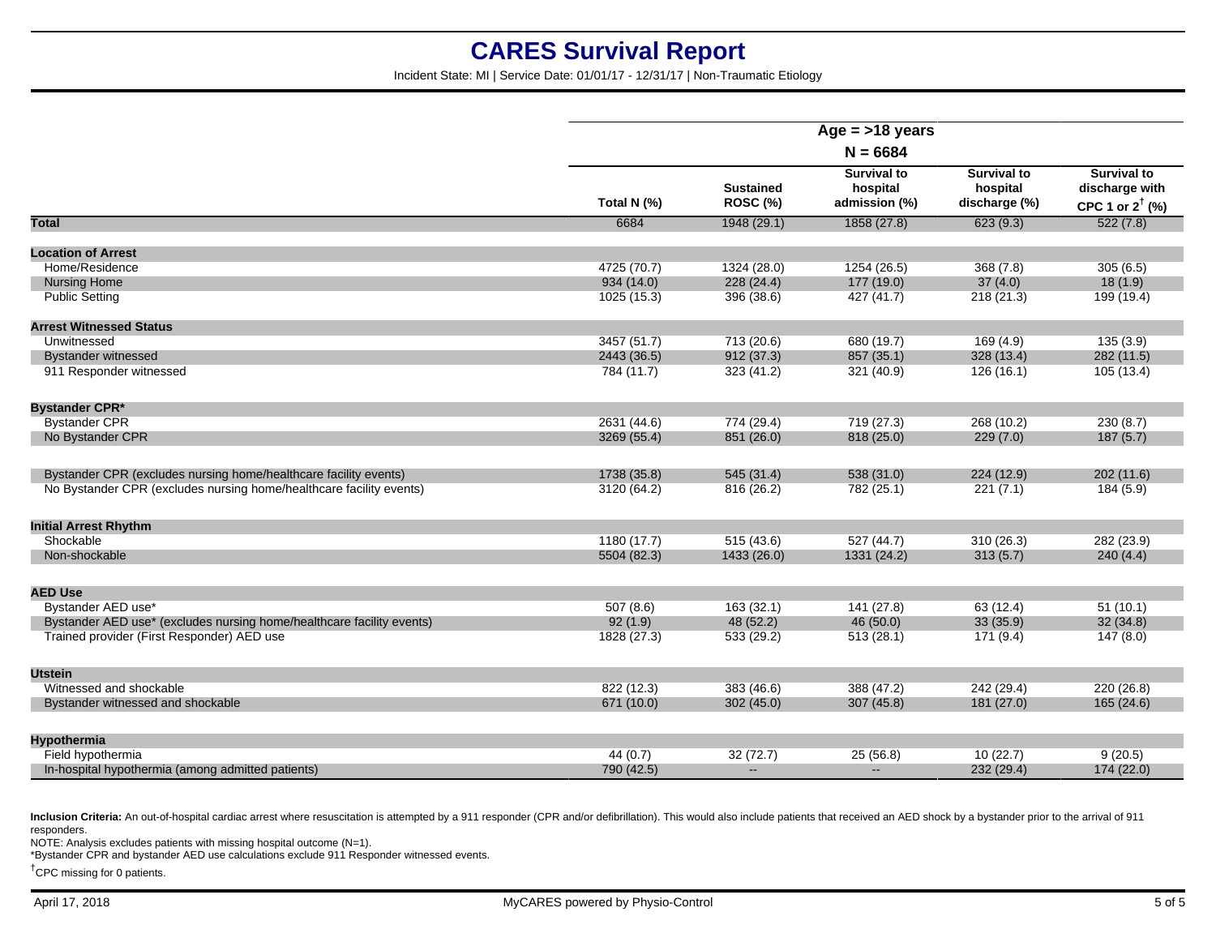# CARES Survival Report

Incident State: MI | Service Date: 01/01/17 - 12/31/17 | Non-Traumatic Etiology

| | Age = >18 years N = 6684 | | | | |
|---|---|---|---|---|---|
| | Total N (%) | Sustained ROSC (%) | Survival to hospital admission (%) | Survival to hospital discharge (%) | Survival to discharge with CPC 1 or 2[†] (%) |
| **Total** | 6684 | 1948 (29.1) | 1858 (27.8) | 623 (9.3) | 522 (7.8) |
| **Location of Arrest** | | | | | |
| Home/Residence | 4725 (70.7) | 1324 (28.0) | 1254 (26.5) | 368 (7.8) | 305 (6.5) |
| Nursing Home | 934 (14.0) | 228 (24.4) | 177 (19.0) | 37 (4.0) | 18 (1.9) |
| Public Setting | 1025 (15.3) | 396 (38.6) | 427 (41.7) | 218 (21.3) | 199 (19.4) |
| **Arrest Witnessed Status** | | | | | |
| Unwitnessed | 3457 (51.7) | 713 (20.6) | 680 (19.7) | 169 (4.9) | 135 (3.9) |
| Bystander witnessed | 2443 (36.5) | 912 (37.3) | 857 (35.1) | 328 (13.4) | 282 (11.5) |
| 911 Responder witnessed | 784 (11.7) | 323 (41.2) | 321 (40.9) | 126 (16.1) | 105 (13.4) |
| **Bystander CPR*** | | | | | |
| Bystander CPR | 2631 (44.6) | 774 (29.4) | 719 (27.3) | 268 (10.2) | 230 (8.7) |
| No Bystander CPR | 3269 (55.4) | 851 (26.0) | 818 (25.0) | 229 (7.0) | 187 (5.7) |
| Bystander CPR (excludes nursing home/healthcare facility events) | 1738 (35.8) | 545 (31.4) | 538 (31.0) | 224 (12.9) | 202 (11.6) |
| No Bystander CPR (excludes nursing home/healthcare facility events) | 3120 (64.2) | 816 (26.2) | 782 (25.1) | 221 (7.1) | 184 (5.9) |
| **Initial Arrest Rhythm** | | | | | |
| Shockable | 1180 (17.7) | 515 (43.6) | 527 (44.7) | 310 (26.3) | 282 (23.9) |
| Non-shockable | 5504 (82.3) | 1433 (26.0) | 1331 (24.2) | 313 (5.7) | 240 (4.4) |
| **AED Use** | | | | | |
| Bystander AED use* | 507 (8.6) | 163 (32.1) | 141 (27.8) | 63 (12.4) | 51 (10.1) |
| Bystander AED use* (excludes nursing home/healthcare facility events) | 92 (1.9) | 48 (52.2) | 46 (50.0) | 33 (35.9) | 32 (34.8) |
| Trained provider (First Responder) AED use | 1828 (27.3) | 533 (29.2) | 513 (28.1) | 171 (9.4) | 147 (8.0) |
| **Utstein** | | | | | |
| Witnessed and shockable | 822 (12.3) | 383 (46.6) | 388 (47.2) | 242 (29.4) | 220 (26.8) |
| Bystander witnessed and shockable | 671 (10.0) | 302 (45.0) | 307 (45.8) | 181 (27.0) | 165 (24.6) |
| **Hypothermia** | | | | | |
| Field hypothermia | 44 (0.7) | 32 (72.7) | 25 (56.8) | 10 (22.7) | 9 (20.5) |
| In-hospital hypothermia (among admitted patients) | 790 (42.5) | -- | -- | 232 (29.4) | 174 (22.0) |

**Inclusion Criteria:** An out-of-hospital cardiac arrest where resuscitation is attempted by a 911 responder (CPR and/or defibrillation). This would also include patients that received an AED shock by a bystander prior to the arrival of 911 responders.

NOTE: Analysis excludes patients with missing hospital outcome (N=1).

*Bystander CPR and bystander AED use calculations exclude 911 Responder witnessed events.

[†]CPC missing for 0 patients.

April 17, 2018

MyCARES powered by Physio-Control